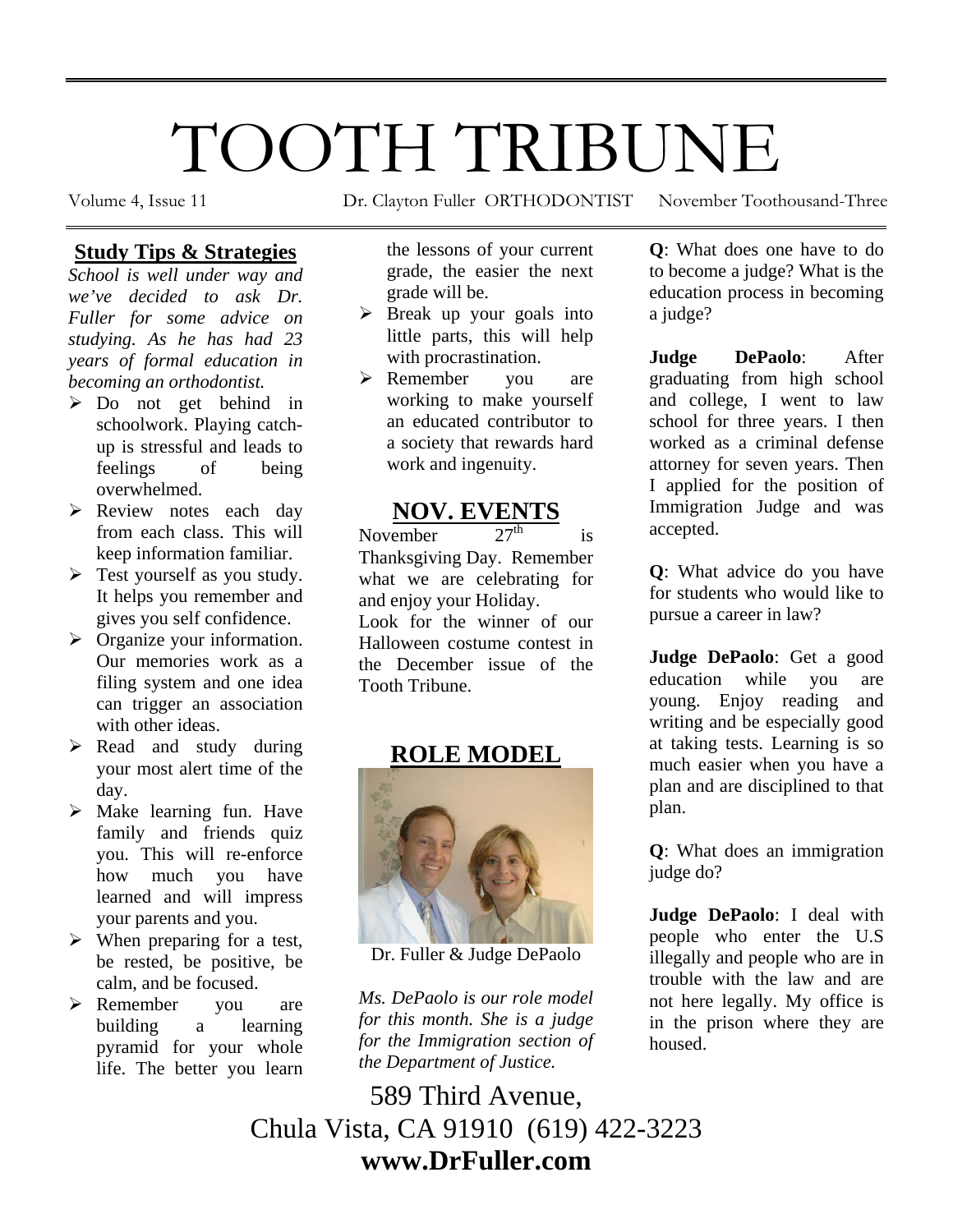# TOOTH TRIBUNE

Volume 4, Issue 11 Dr. Clayton Fuller ORTHODONTIST November Toothousand-Three

## Study Tips & Strategies

*School is well under way and we've decided to ask Dr. Fuller for some advice on studying. As he has had 23 years of formal education in becoming an orthodontist.*

- Do not get behind in schoolwork. Playing catch-up is stressful and leads to feelings of being overwhelmed.
- Review notes each day from each class. This will keep information familiar.
- Test yourself as you study. It helps you remember and gives you self confidence.
- Organize your information. Our memories work as a filing system and one idea can trigger an association with other ideas.
- Read and study during your most alert time of the day.
- Make learning fun. Have family and friends quiz you. This will re-enforce how much you have learned and will impress your parents and you.
- When preparing for a test, be rested, be positive, be calm, and be focused.
- Remember you are building a learning pyramid for your whole life. The better you learn the lessons of your current grade, the easier the next grade will be.
- Break up your goals into little parts, this will help with procrastination.
- Remember you are working to make yourself an educated contributor to a society that rewards hard work and ingenuity.

## NOV. EVENTS

November 27th is Thanksgiving Day. Remember what we are celebrating for and enjoy your Holiday.

Look for the winner of our Halloween costume contest in the December issue of the Tooth Tribune.

## ROLE MODEL

Dr. Fuller & Judge DePaolo

*Ms. DePaolo is our role model for this month. She is a judge for the Immigration section of the Department of Justice.*

**Q**: What does one have to do to become a judge? What is the education process in becoming a judge?

**Judge DePaolo**: After graduating from high school and college, I went to law school for three years. I then worked as a criminal defense attorney for seven years. Then I applied for the position of Immigration Judge and was accepted.

**Q**: What advice do you have for students who would like to pursue a career in law?

**Judge DePaolo**: Get a good education while you are young. Enjoy reading and writing and be especially good at taking tests. Learning is so much easier when you have a plan and are disciplined to that plan.

**Q**: What does an immigration judge do?

**Judge DePaolo**: I deal with people who enter the U.S illegally and people who are in trouble with the law and are not here legally. My office is in the prison where they are housed.

589 Third Avenue,
Chula Vista, CA 91910 (619) 422-3223
**www.DrFuller.com**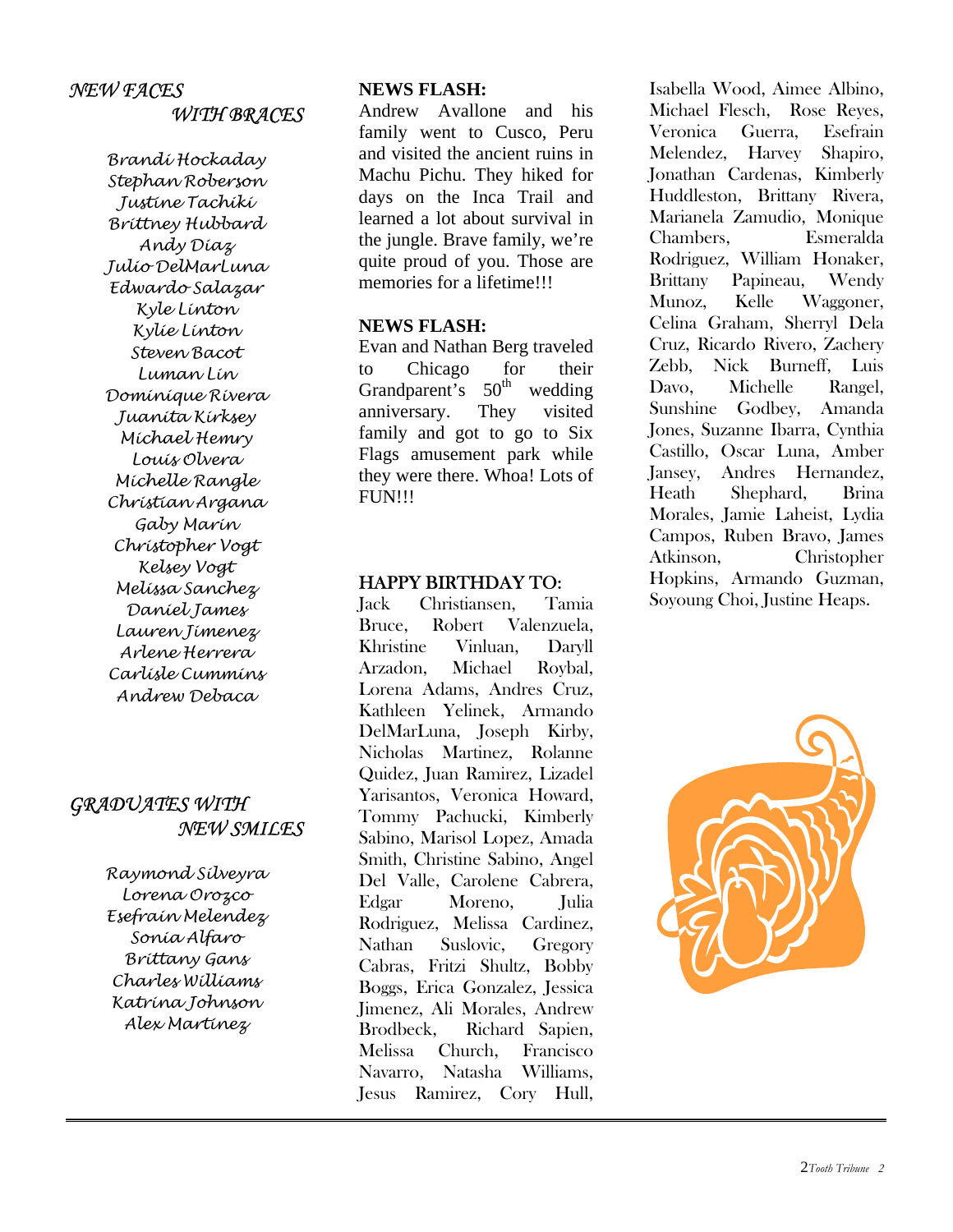## *NEW FACES WITH BRACES*

*Brandi Hockaday*
*Stephan Roberson*
*Justine Tachiki*
*Brittney Hubbard*
*Andy Diaz*
*Julio DelMarLuna*
*Edwardo Salazar*
*Kyle Linton*
*Kylie Linton*
*Steven Bacot*
*Luman Lin*
*Dominique Rivera*
*Juanita Kirksey*
*Michael Hemry*
*Louis Olvera*
*Michelle Rangle*
*Christian Argana*
*Gaby Marin*
*Christopher Vogt*
*Kelsey Vogt*
*Melissa Sanchez*
*Daniel James*
*Lauren Jimenez*
*Arlene Herrera*
*Carlisle Cummins*
*Andrew Debaca*

## *GRADUATES WITH NEW SMILES*

*Raymond Silveyra*
*Lorena Orozco*
*Esefrain Melendez*
*Sonia Alfaro*
*Brittany Gans*
*Charles Williams*
*Katrina Johnson*
*Alex Martinez*

**NEWS FLASH:**
Andrew Avallone and his family went to Cusco, Peru and visited the ancient ruins in Machu Pichu. They hiked for days on the Inca Trail and learned a lot about survival in the jungle. Brave family, we're quite proud of you. Those are memories for a lifetime!!!

**NEWS FLASH:**
Evan and Nathan Berg traveled to Chicago for their Grandparent's 50th wedding anniversary. They visited family and got to go to Six Flags amusement park while they were there. Whoa! Lots of FUN!!!

## HAPPY BIRTHDAY TO:

Jack Christiansen, Tamia Bruce, Robert Valenzuela, Khristine Vinluan, Daryll Arzadon, Michael Roybal, Lorena Adams, Andres Cruz, Kathleen Yelinek, Armando DelMarLuna, Joseph Kirby, Nicholas Martinez, Rolanne Quidez, Juan Ramirez, Lizadel Yarisantos, Veronica Howard, Tommy Pachucki, Kimberly Sabino, Marisol Lopez, Amada Smith, Christine Sabino, Angel Del Valle, Carolene Cabrera, Edgar Moreno, Julia Rodriguez, Melissa Cardinez, Nathan Suslovic, Gregory Cabras, Fritzi Shultz, Bobby Boggs, Erica Gonzalez, Jessica Jimenez, Ali Morales, Andrew Brodbeck, Richard Sapien, Melissa Church, Francisco Navarro, Natasha Williams, Jesus Ramirez, Cory Hull, Isabella Wood, Aimee Albino, Michael Flesch, Rose Reyes, Veronica Guerra, Esefrain Melendez, Harvey Shapiro, Jonathan Cardenas, Kimberly Huddleston, Brittany Rivera, Marianela Zamudio, Monique Chambers, Esmeralda Rodriguez, William Honaker, Brittany Papineau, Wendy Munoz, Kelle Waggoner, Celina Graham, Sherryl Dela Cruz, Ricardo Rivero, Zachery Zebb, Nick Burneff, Luis Davo, Michelle Rangel, Sunshine Godbey, Amanda Jones, Suzanne Ibarra, Cynthia Castillo, Oscar Luna, Amber Jansey, Andres Hernandez, Heath Shephard, Brina Morales, Jamie Laheist, Lydia Campos, Ruben Bravo, James Atkinson, Christopher Hopkins, Armando Guzman, Soyoung Choi, Justine Heaps.